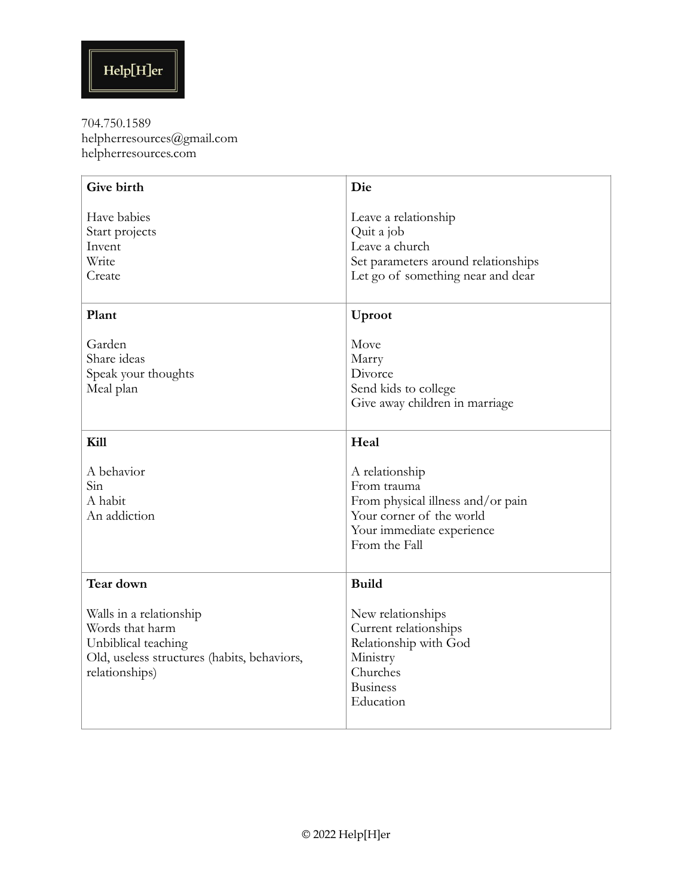Help[H]er

704.750.1589
helpherresources@gmail.com
helpherresources.com

| **Give birth** | **Die** |
|---|---|
| Have babies<br>Start projects<br>Invent<br>Write<br>Create | Leave a relationship<br>Quit a job<br>Leave a church<br>Set parameters around relationships<br>Let go of something near and dear |
| **Plant** | **Uproot** |
| Garden<br>Share ideas<br>Speak your thoughts<br>Meal plan | Move<br>Marry<br>Divorce<br>Send kids to college<br>Give away children in marriage |
| **Kill** | **Heal** |
| A behavior<br>Sin<br>A habit<br>An addiction | A relationship<br>From trauma<br>From physical illness and/or pain<br>Your corner of the world<br>Your immediate experience<br>From the Fall |
| **Tear down** | **Build** |
| Walls in a relationship<br>Words that harm<br>Unbiblical teaching<br>Old, useless structures (habits, behaviors, relationships) | New relationships<br>Current relationships<br>Relationship with God<br>Ministry<br>Churches<br>Business<br>Education |

© 2022 Help[H]er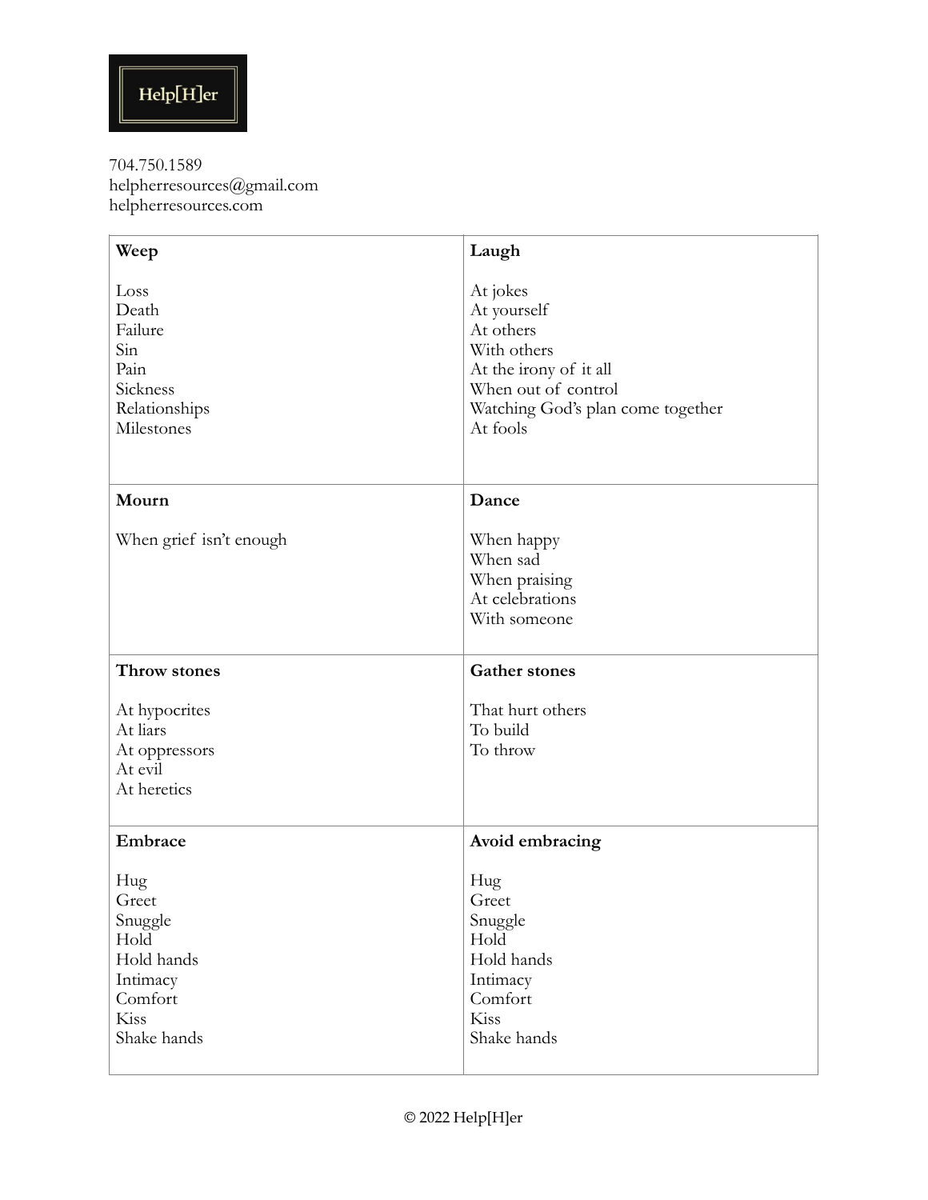Help[H]er

704.750.1589
helpherresources@gmail.com
helpherresources.com

| **Weep** | **Laugh** |
|---|---|
| Loss<br>Death<br>Failure<br>Sin<br>Pain<br>Sickness<br>Relationships<br>Milestones | At jokes<br>At yourself<br>At others<br>With others<br>At the irony of it all<br>When out of control<br>Watching God's plan come together<br>At fools |
| **Mourn**<br><br>When grief isn't enough | **Dance**<br><br>When happy<br>When sad<br>When praising<br>At celebrations<br>With someone |
| **Throw stones**<br><br>At hypocrites<br>At liars<br>At oppressors<br>At evil<br>At heretics | **Gather stones**<br><br>That hurt others<br>To build<br>To throw |
| **Embrace**<br><br>Hug<br>Greet<br>Snuggle<br>Hold<br>Hold hands<br>Intimacy<br>Comfort<br>Kiss<br>Shake hands | **Avoid embracing**<br><br>Hug<br>Greet<br>Snuggle<br>Hold<br>Hold hands<br>Intimacy<br>Comfort<br>Kiss<br>Shake hands |

© 2022 Help[H]er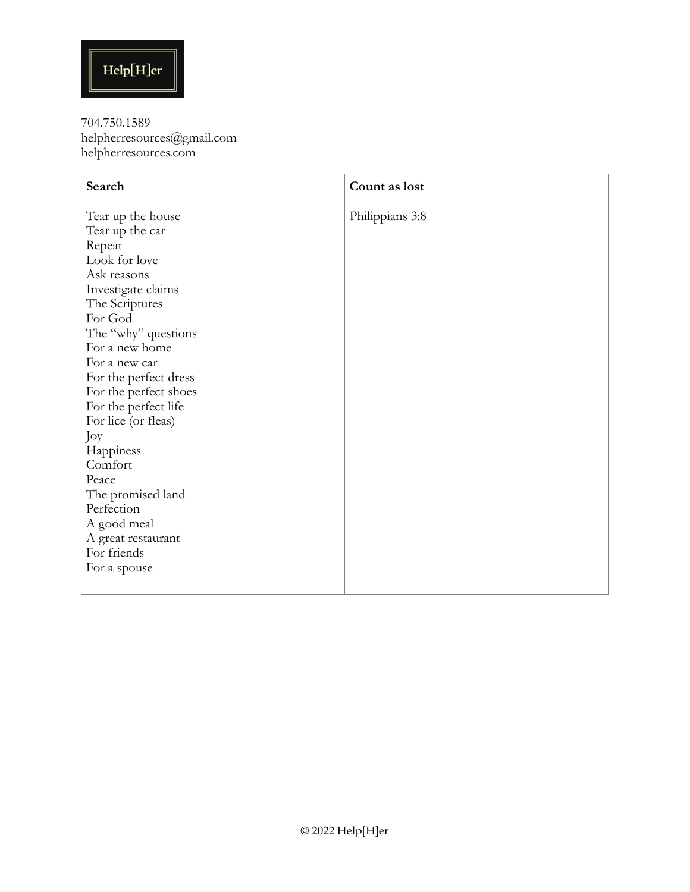Help[H]er

704.750.1589
helpherresources@gmail.com
helpherresources.com

| Search | Count as lost |
| --- | --- |
| Tear up the house<br>Tear up the car<br>Repeat<br>Look for love<br>Ask reasons<br>Investigate claims<br>The Scriptures<br>For God<br>The "why" questions<br>For a new home<br>For a new car<br>For the perfect dress<br>For the perfect shoes<br>For the perfect life<br>For lice (or fleas)<br>Joy<br>Happiness<br>Comfort<br>Peace<br>The promised land<br>Perfection<br>A good meal<br>A great restaurant<br>For friends<br>For a spouse | Philippians 3:8 |

© 2022 Help[H]er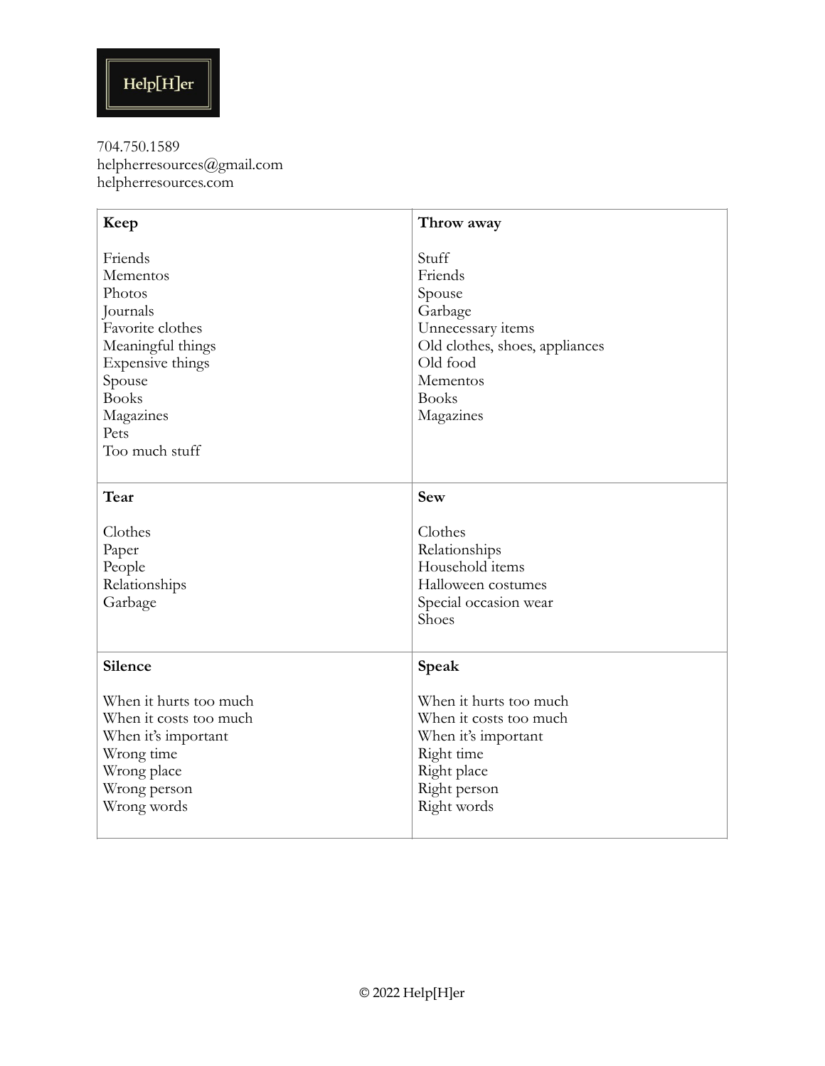Help[H]er

704.750.1589
helpherresources@gmail.com
helpherresources.com

| **Keep** | **Throw away** |
|---|---|
| Friends<br>Mementos<br>Photos<br>Journals<br>Favorite clothes<br>Meaningful things<br>Expensive things<br>Spouse<br>Books<br>Magazines<br>Pets<br>Too much stuff | Stuff<br>Friends<br>Spouse<br>Garbage<br>Unnecessary items<br>Old clothes, shoes, appliances<br>Old food<br>Mementos<br>Books<br>Magazines |
| **Tear** | **Sew** |
| Clothes<br>Paper<br>People<br>Relationships<br>Garbage | Clothes<br>Relationships<br>Household items<br>Halloween costumes<br>Special occasion wear<br>Shoes |
| **Silence** | **Speak** |
| When it hurts too much<br>When it costs too much<br>When it's important<br>Wrong time<br>Wrong place<br>Wrong person<br>Wrong words | When it hurts too much<br>When it costs too much<br>When it's important<br>Right time<br>Right place<br>Right person<br>Right words |

© 2022 Help[H]er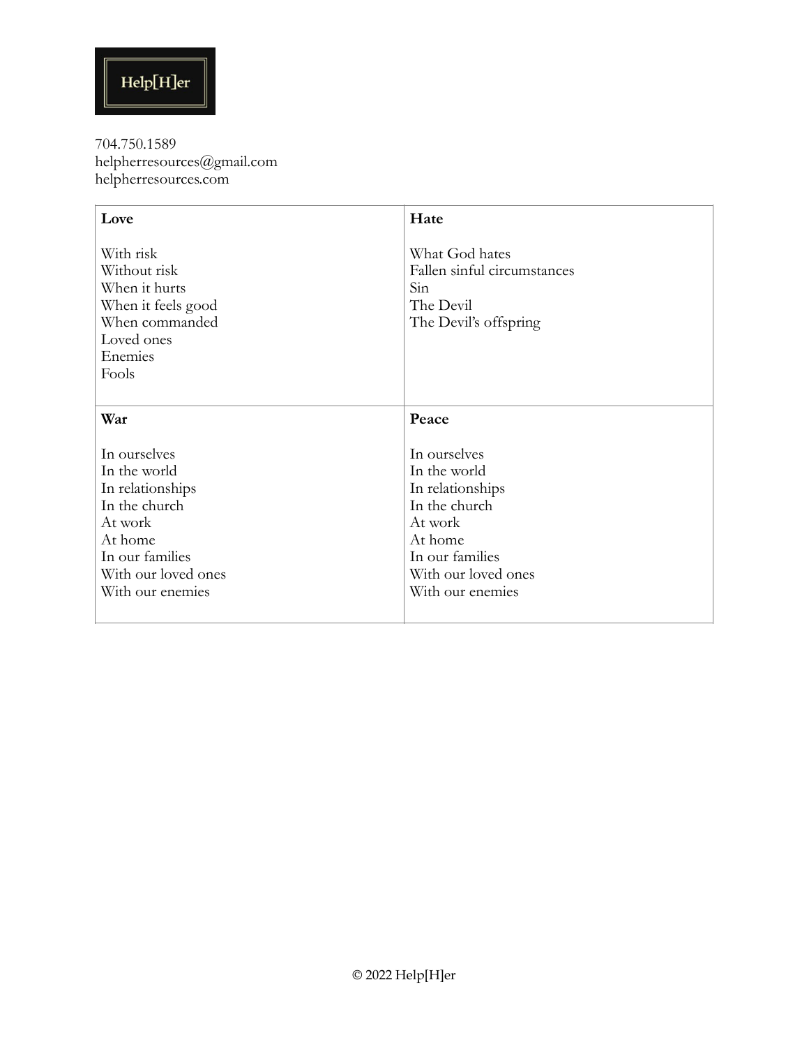Help[H]er

704.750.1589
helpherresources@gmail.com
helpherresources.com

| | |
|---|---|
| **Love**<br><br>With risk<br>Without risk<br>When it hurts<br>When it feels good<br>When commanded<br>Loved ones<br>Enemies<br>Fools | **Hate**<br><br>What God hates<br>Fallen sinful circumstances<br>Sin<br>The Devil<br>The Devil's offspring |
| **War**<br><br>In ourselves<br>In the world<br>In relationships<br>In the church<br>At work<br>At home<br>In our families<br>With our loved ones<br>With our enemies | **Peace**<br><br>In ourselves<br>In the world<br>In relationships<br>In the church<br>At work<br>At home<br>In our families<br>With our loved ones<br>With our enemies |